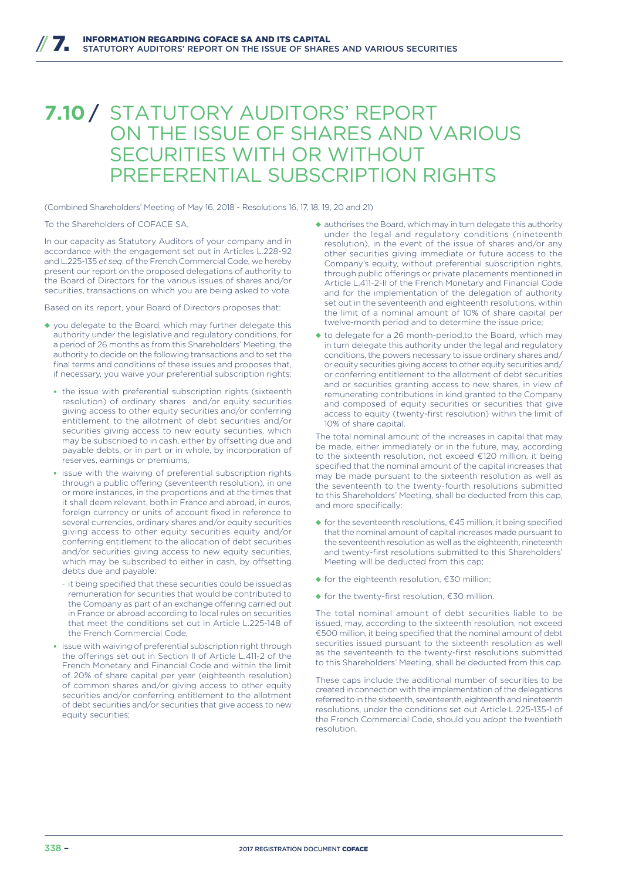# 7.10 / STATUTORY AUDITORS' REPORT ON THE ISSUE OF SHARES AND VARIOUS SECURITIES WITH OR WITHOUT PREFERENTIAL SUBSCRIPTION RIGHTS

(Combined Shareholders' Meeting of May 16, 2018 - Resolutions 16, 17, 18, 19, 20 and 21)

To the Shareholders of COFACE SA,

In our capacity as Statutory Auditors of your company and in accordance with the engagement set out in Articles L.228-92 and L.225-135 *et seq.* of the French Commercial Code, we hereby present our report on the proposed delegations of authority to the Board of Directors for the various issues of shares and/or securities, transactions on which you are being asked to vote.

Based on its report, your Board of Directors proposes that:

- you delegate to the Board, which may further delegate this authority under the legislative and regulatory conditions, for a period of 26 months as from this Shareholders' Meeting, the authority to decide on the following transactions and to set the final terms and conditions of these issues and proposes that, if necessary, you waive your preferential subscription rights:
  - the issue with preferential subscription rights (sixteenth resolution) of ordinary shares and/or equity securities giving access to other equity securities and/or conferring entitlement to the allotment of debt securities and/or securities giving access to new equity securities, which may be subscribed to in cash, either by offsetting due and payable debts, or in part or in whole, by incorporation of reserves, earnings or premiums,
  - issue with the waiving of preferential subscription rights through a public offering (seventeenth resolution), in one or more instances, in the proportions and at the times that it shall deem relevant, both in France and abroad, in euros, foreign currency or units of account fixed in reference to several currencies, ordinary shares and/or equity securities giving access to other equity securities equity and/or conferring entitlement to the allocation of debt securities and/or securities giving access to new equity securities, which may be subscribed to either in cash, by offsetting debts due and payable:
    - it being specified that these securities could be issued as remuneration for securities that would be contributed to the Company as part of an exchange offering carried out in France or abroad according to local rules on securities that meet the conditions set out in Article L.225-148 of the French Commercial Code,
  - issue with waiving of preferential subscription right through the offerings set out in Section II of Article L.411-2 of the French Monetary and Financial Code and within the limit of 20% of share capital per year (eighteenth resolution) of common shares and/or giving access to other equity securities and/or conferring entitlement to the allotment of debt securities and/or securities that give access to new equity securities;
- authorises the Board, which may in turn delegate this authority under the legal and regulatory conditions (nineteenth resolution), in the event of the issue of shares and/or any other securities giving immediate or future access to the Company's equity, without preferential subscription rights, through public offerings or private placements mentioned in Article L.411-2-II of the French Monetary and Financial Code and for the implementation of the delegation of authority set out in the seventeenth and eighteenth resolutions, within the limit of a nominal amount of 10% of share capital per twelve-month period and to determine the issue price;
- to delegate for a 26 month-period,to the Board, which may in turn delegate this authority under the legal and regulatory conditions, the powers necessary to issue ordinary shares and/or equity securities giving access to other equity securities and/or conferring entitlement to the allotment of debt securities and or securities granting access to new shares, in view of remunerating contributions in kind granted to the Company and composed of equity securities or securities that give access to equity (twenty-first resolution) within the limit of 10% of share capital.

The total nominal amount of the increases in capital that may be made, either immediately or in the future, may, according to the sixteenth resolution, not exceed €120 million, it being specified that the nominal amount of the capital increases that may be made pursuant to the sixteenth resolution as well as the seventeenth to the twenty-fourth resolutions submitted to this Shareholders' Meeting, shall be deducted from this cap, and more specifically:

- for the seventeenth resolutions, €45 million, it being specified that the nominal amount of capital increases made pursuant to the seventeenth resolution as well as the eighteenth, nineteenth and twenty-first resolutions submitted to this Shareholders' Meeting will be deducted from this cap;
- for the eighteenth resolution, €30 million;
- for the twenty-first resolution, €30 million.

The total nominal amount of debt securities liable to be issued, may, according to the sixteenth resolution, not exceed €500 million, it being specified that the nominal amount of debt securities issued pursuant to the sixteenth resolution as well as the seventeenth to the twenty-first resolutions submitted to this Shareholders' Meeting, shall be deducted from this cap.

These caps include the additional number of securities to be created in connection with the implementation of the delegations referred to in the sixteenth, seventeenth, eighteenth and nineteenth resolutions, under the conditions set out Article L.225-135-1 of the French Commercial Code, should you adopt the twentieth resolution.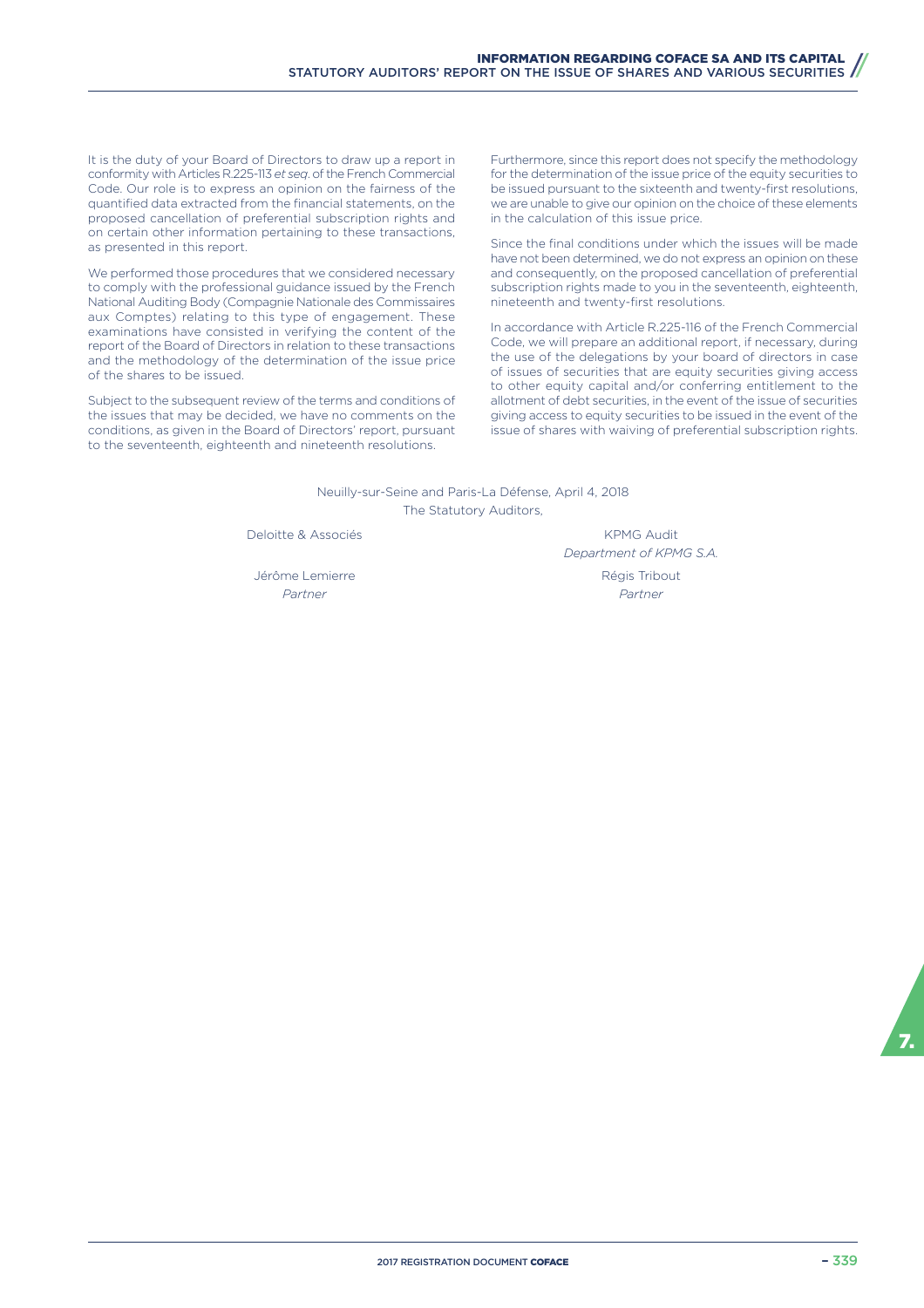It is the duty of your Board of Directors to draw up a report in conformity with Articles R.225-113 *et seq.* of the French Commercial Code. Our role is to express an opinion on the fairness of the quantified data extracted from the financial statements, on the proposed cancellation of preferential subscription rights and on certain other information pertaining to these transactions, as presented in this report.

We performed those procedures that we considered necessary to comply with the professional guidance issued by the French National Auditing Body (Compagnie Nationale des Commissaires aux Comptes) relating to this type of engagement. These examinations have consisted in verifying the content of the report of the Board of Directors in relation to these transactions and the methodology of the determination of the issue price of the shares to be issued.

Subject to the subsequent review of the terms and conditions of the issues that may be decided, we have no comments on the conditions, as given in the Board of Directors' report, pursuant to the seventeenth, eighteenth and nineteenth resolutions.

Furthermore, since this report does not specify the methodology for the determination of the issue price of the equity securities to be issued pursuant to the sixteenth and twenty-first resolutions, we are unable to give our opinion on the choice of these elements in the calculation of this issue price.

Since the final conditions under which the issues will be made have not been determined, we do not express an opinion on these and consequently, on the proposed cancellation of preferential subscription rights made to you in the seventeenth, eighteenth, nineteenth and twenty-first resolutions.

In accordance with Article R.225-116 of the French Commercial Code, we will prepare an additional report, if necessary, during the use of the delegations by your board of directors in case of issues of securities that are equity securities giving access to other equity capital and/or conferring entitlement to the allotment of debt securities, in the event of the issue of securities giving access to equity securities to be issued in the event of the issue of shares with waiving of preferential subscription rights.

Neuilly-sur-Seine and Paris-La Défense, April 4, 2018

The Statutory Auditors,

| | |
|---|---|
| Deloitte & Associés | KPMG Audit<br>*Department of KPMG S.A.* |
| Jérôme Lemierre<br>*Partner* | Régis Tribout<br>*Partner* |